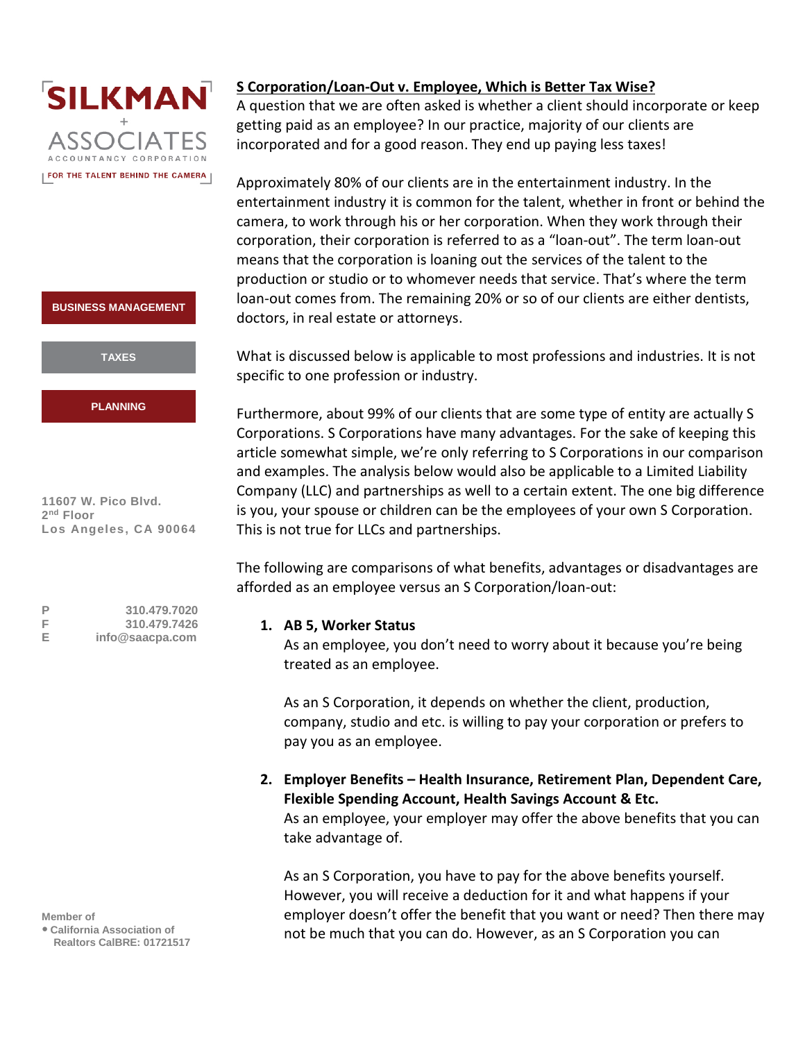**SILKMAN + ASSOCIATES**
ACCOUNTANCY CORPORATION
FOR THE TALENT BEHIND THE CAMERA

BUSINESS MANAGEMENT

TAXES

PLANNING

11607 W. Pico Blvd.
2nd Floor
Los Angeles, CA 90064

P 310.479.7020
F 310.479.7426
E info@saacpa.com

Member of
- California Association of Realtors CalBRE: 01721517

## S Corporation/Loan-Out v. Employee, Which is Better Tax Wise?

A question that we are often asked is whether a client should incorporate or keep getting paid as an employee? In our practice, majority of our clients are incorporated and for a good reason. They end up paying less taxes!

Approximately 80% of our clients are in the entertainment industry. In the entertainment industry it is common for the talent, whether in front or behind the camera, to work through his or her corporation. When they work through their corporation, their corporation is referred to as a "loan-out". The term loan-out means that the corporation is loaning out the services of the talent to the production or studio or to whomever needs that service. That's where the term loan-out comes from. The remaining 20% or so of our clients are either dentists, doctors, in real estate or attorneys.

What is discussed below is applicable to most professions and industries. It is not specific to one profession or industry.

Furthermore, about 99% of our clients that are some type of entity are actually S Corporations. S Corporations have many advantages. For the sake of keeping this article somewhat simple, we're only referring to S Corporations in our comparison and examples. The analysis below would also be applicable to a Limited Liability Company (LLC) and partnerships as well to a certain extent. The one big difference is you, your spouse or children can be the employees of your own S Corporation. This is not true for LLCs and partnerships.

The following are comparisons of what benefits, advantages or disadvantages are afforded as an employee versus an S Corporation/loan-out:

1. **AB 5, Worker Status**

   As an employee, you don't need to worry about it because you're being treated as an employee.

   As an S Corporation, it depends on whether the client, production, company, studio and etc. is willing to pay your corporation or prefers to pay you as an employee.

2. **Employer Benefits – Health Insurance, Retirement Plan, Dependent Care, Flexible Spending Account, Health Savings Account & Etc.**

   As an employee, your employer may offer the above benefits that you can take advantage of.

   As an S Corporation, you have to pay for the above benefits yourself. However, you will receive a deduction for it and what happens if your employer doesn't offer the benefit that you want or need? Then there may not be much that you can do. However, as an S Corporation you can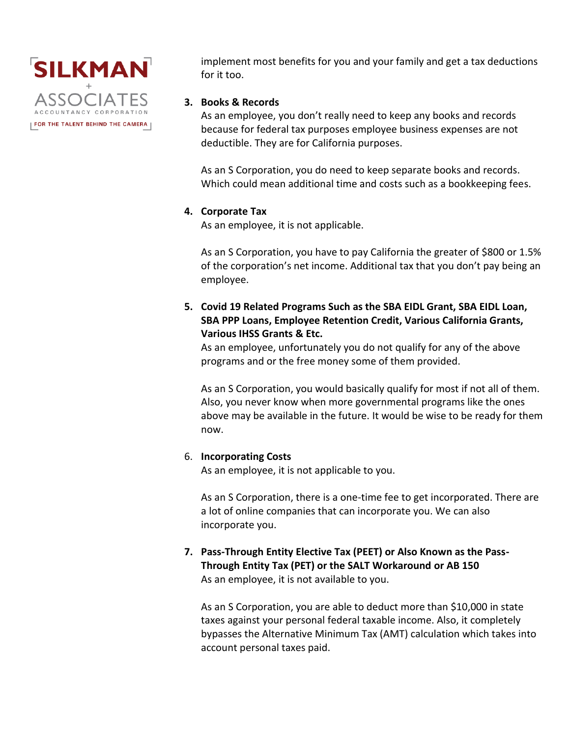implement most benefits for you and your family and get a tax deductions for it too.

3. **Books & Records**
   As an employee, you don't really need to keep any books and records because for federal tax purposes employee business expenses are not deductible. They are for California purposes.

   As an S Corporation, you do need to keep separate books and records. Which could mean additional time and costs such as a bookkeeping fees.

4. **Corporate Tax**
   As an employee, it is not applicable.

   As an S Corporation, you have to pay California the greater of $800 or 1.5% of the corporation's net income. Additional tax that you don't pay being an employee.

5. **Covid 19 Related Programs Such as the SBA EIDL Grant, SBA EIDL Loan, SBA PPP Loans, Employee Retention Credit, Various California Grants, Various IHSS Grants & Etc.**
   As an employee, unfortunately you do not qualify for any of the above programs and or the free money some of them provided.

   As an S Corporation, you would basically qualify for most if not all of them. Also, you never know when more governmental programs like the ones above may be available in the future. It would be wise to be ready for them now.

6. **Incorporating Costs**
   As an employee, it is not applicable to you.

   As an S Corporation, there is a one-time fee to get incorporated. There are a lot of online companies that can incorporate you. We can also incorporate you.

7. **Pass-Through Entity Elective Tax (PEET) or Also Known as the Pass-Through Entity Tax (PET) or the SALT Workaround or AB 150**
   As an employee, it is not available to you.

   As an S Corporation, you are able to deduct more than $10,000 in state taxes against your personal federal taxable income. Also, it completely bypasses the Alternative Minimum Tax (AMT) calculation which takes into account personal taxes paid.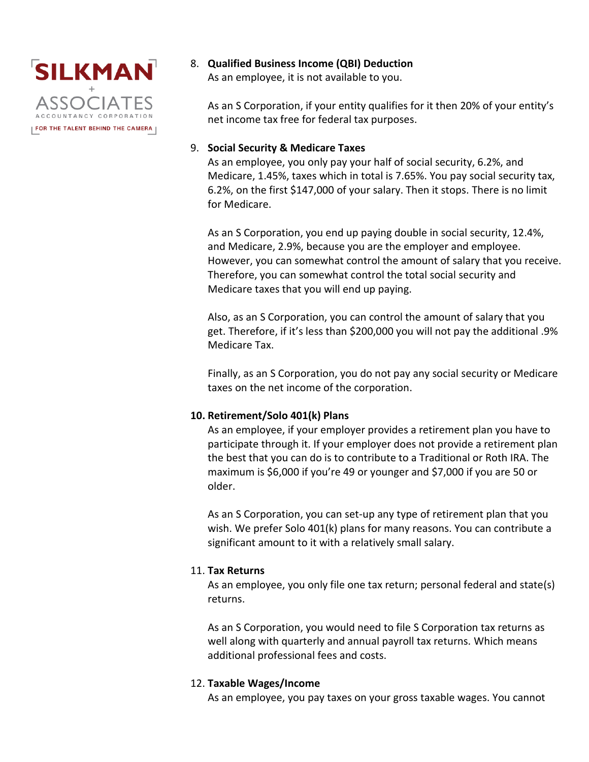8. **Qualified Business Income (QBI) Deduction**
   As an employee, it is not available to you.

   As an S Corporation, if your entity qualifies for it then 20% of your entity's net income tax free for federal tax purposes.

9. **Social Security & Medicare Taxes**
   As an employee, you only pay your half of social security, 6.2%, and Medicare, 1.45%, taxes which in total is 7.65%. You pay social security tax, 6.2%, on the first $147,000 of your salary. Then it stops. There is no limit for Medicare.

   As an S Corporation, you end up paying double in social security, 12.4%, and Medicare, 2.9%, because you are the employer and employee. However, you can somewhat control the amount of salary that you receive. Therefore, you can somewhat control the total social security and Medicare taxes that you will end up paying.

   Also, as an S Corporation, you can control the amount of salary that you get. Therefore, if it's less than $200,000 you will not pay the additional .9% Medicare Tax.

   Finally, as an S Corporation, you do not pay any social security or Medicare taxes on the net income of the corporation.

10. **Retirement/Solo 401(k) Plans**
    As an employee, if your employer provides a retirement plan you have to participate through it. If your employer does not provide a retirement plan the best that you can do is to contribute to a Traditional or Roth IRA. The maximum is $6,000 if you're 49 or younger and $7,000 if you are 50 or older.

    As an S Corporation, you can set-up any type of retirement plan that you wish. We prefer Solo 401(k) plans for many reasons. You can contribute a significant amount to it with a relatively small salary.

11. **Tax Returns**
    As an employee, you only file one tax return; personal federal and state(s) returns.

    As an S Corporation, you would need to file S Corporation tax returns as well along with quarterly and annual payroll tax returns. Which means additional professional fees and costs.

12. **Taxable Wages/Income**
    As an employee, you pay taxes on your gross taxable wages. You cannot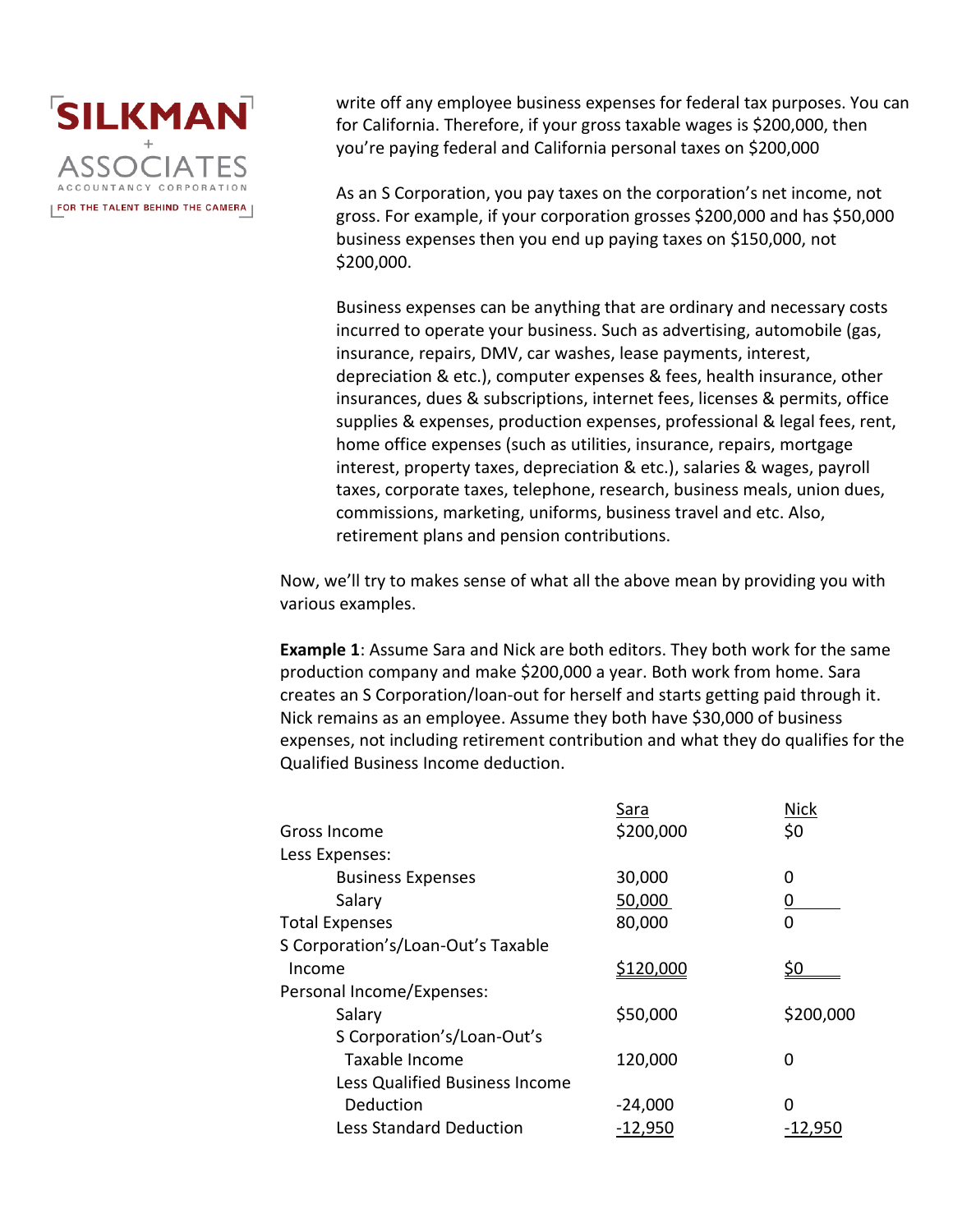write off any employee business expenses for federal tax purposes. You can for California. Therefore, if your gross taxable wages is $200,000, then you're paying federal and California personal taxes on $200,000

As an S Corporation, you pay taxes on the corporation's net income, not gross. For example, if your corporation grosses $200,000 and has $50,000 business expenses then you end up paying taxes on $150,000, not $200,000.

Business expenses can be anything that are ordinary and necessary costs incurred to operate your business. Such as advertising, automobile (gas, insurance, repairs, DMV, car washes, lease payments, interest, depreciation & etc.), computer expenses & fees, health insurance, other insurances, dues & subscriptions, internet fees, licenses & permits, office supplies & expenses, production expenses, professional & legal fees, rent, home office expenses (such as utilities, insurance, repairs, mortgage interest, property taxes, depreciation & etc.), salaries & wages, payroll taxes, corporate taxes, telephone, research, business meals, union dues, commissions, marketing, uniforms, business travel and etc. Also, retirement plans and pension contributions.

Now, we'll try to makes sense of what all the above mean by providing you with various examples.

**Example 1**: Assume Sara and Nick are both editors. They both work for the same production company and make $200,000 a year. Both work from home. Sara creates an S Corporation/loan-out for herself and starts getting paid through it. Nick remains as an employee. Assume they both have $30,000 of business expenses, not including retirement contribution and what they do qualifies for the Qualified Business Income deduction.

| | Sara | Nick |
|---|---|---|
| Gross Income | $200,000 | $0 |
| Less Expenses: | | |
| Business Expenses | 30,000 | 0 |
| Salary | 50,000 | 0 |
| Total Expenses | 80,000 | 0 |
| S Corporation's/Loan-Out's Taxable Income | $120,000 | $0 |
| Personal Income/Expenses: | | |
| Salary | $50,000 | $200,000 |
| S Corporation's/Loan-Out's Taxable Income | 120,000 | 0 |
| Less Qualified Business Income Deduction | -24,000 | 0 |
| Less Standard Deduction | -12,950 | -12,950 |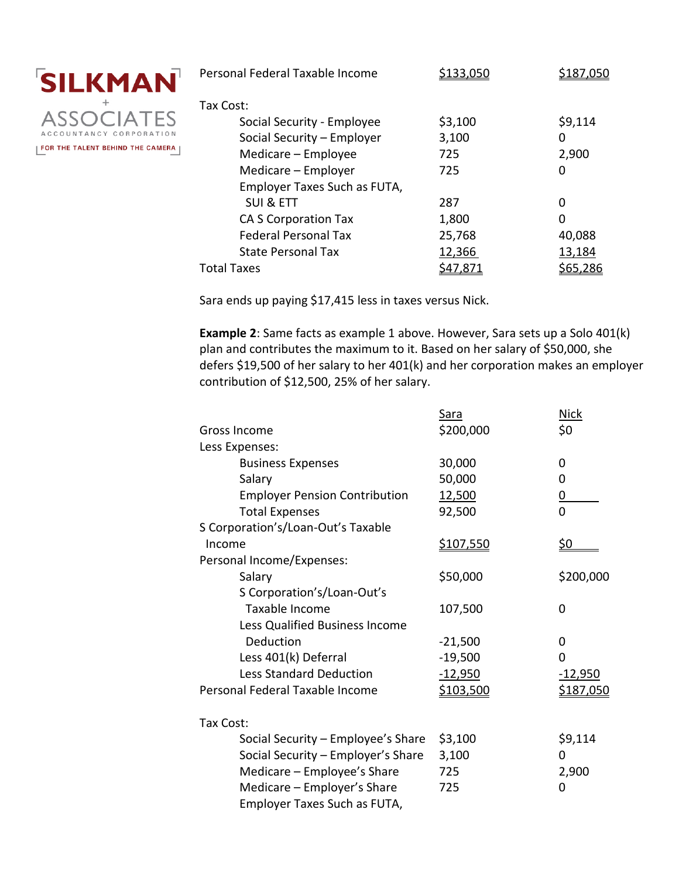| | | |
|---|---|---|
| Personal Federal Taxable Income | $133,050 | $187,050 |
| | | |
| Tax Cost: | | |
| Social Security - Employee | $3,100 | $9,114 |
| Social Security – Employer | 3,100 | 0 |
| Medicare – Employee | 725 | 2,900 |
| Medicare – Employer | 725 | 0 |
| Employer Taxes Such as FUTA, SUI & ETT | 287 | 0 |
| CA S Corporation Tax | 1,800 | 0 |
| Federal Personal Tax | 25,768 | 40,088 |
| State Personal Tax | 12,366 | 13,184 |
| Total Taxes | $47,871 | $65,286 |

Sara ends up paying $17,415 less in taxes versus Nick.

**Example 2**: Same facts as example 1 above. However, Sara sets up a Solo 401(k) plan and contributes the maximum to it. Based on her salary of $50,000, she defers $19,500 of her salary to her 401(k) and her corporation makes an employer contribution of $12,500, 25% of her salary.

| | Sara | Nick |
|---|---|---|
| Gross Income | $200,000 | $0 |
| Less Expenses: | | |
| Business Expenses | 30,000 | 0 |
| Salary | 50,000 | 0 |
| Employer Pension Contribution | 12,500 | 0 |
| Total Expenses | 92,500 | 0 |
| S Corporation's/Loan-Out's Taxable Income | $107,550 | $0 |
| Personal Income/Expenses: | | |
| Salary | $50,000 | $200,000 |
| S Corporation's/Loan-Out's Taxable Income | 107,500 | 0 |
| Less Qualified Business Income Deduction | -21,500 | 0 |
| Less 401(k) Deferral | -19,500 | 0 |
| Less Standard Deduction | -12,950 | -12,950 |
| Personal Federal Taxable Income | $103,500 | $187,050 |
| | | |
| Tax Cost: | | |
| Social Security – Employee's Share | $3,100 | $9,114 |
| Social Security – Employer's Share | 3,100 | 0 |
| Medicare – Employee's Share | 725 | 2,900 |
| Medicare – Employer's Share | 725 | 0 |
| Employer Taxes Such as FUTA, | | |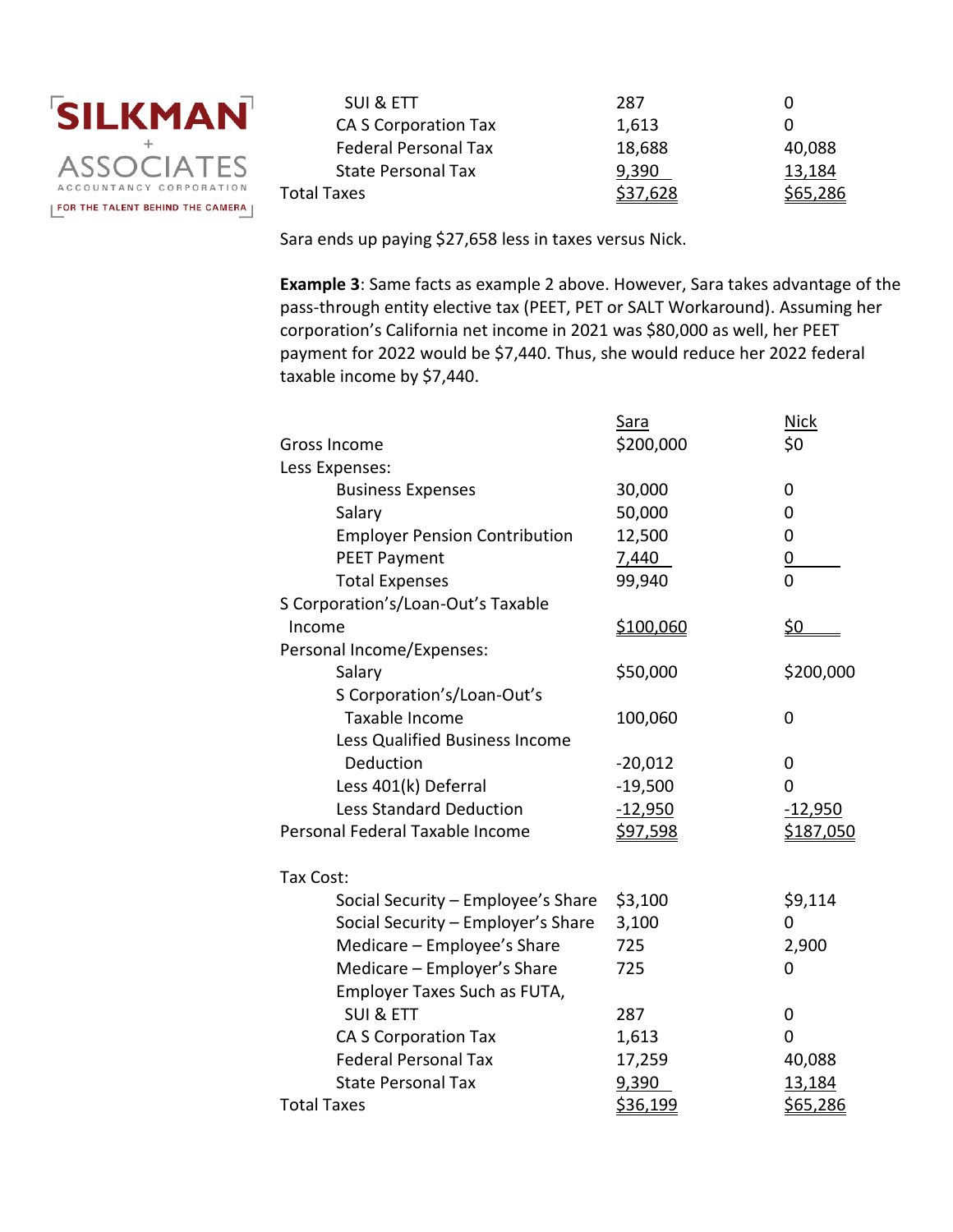| | | |
|---|---|---|
| SUI & ETT | 287 | 0 |
| CA S Corporation Tax | 1,613 | 0 |
| Federal Personal Tax | 18,688 | 40,088 |
| State Personal Tax | 9,390 | 13,184 |
| Total Taxes | $37,628 | $65,286 |

Sara ends up paying $27,658 less in taxes versus Nick.

**Example 3**: Same facts as example 2 above. However, Sara takes advantage of the pass-through entity elective tax (PEET, PET or SALT Workaround). Assuming her corporation's California net income in 2021 was $80,000 as well, her PEET payment for 2022 would be $7,440. Thus, she would reduce her 2022 federal taxable income by $7,440.

| | Sara | Nick |
|---|---|---|
| Gross Income | $200,000 | $0 |
| Less Expenses: | | |
| Business Expenses | 30,000 | 0 |
| Salary | 50,000 | 0 |
| Employer Pension Contribution | 12,500 | 0 |
| PEET Payment | 7,440 | 0 |
| Total Expenses | 99,940 | 0 |
| S Corporation's/Loan-Out's Taxable Income | $100,060 | $0 |
| Personal Income/Expenses: | | |
| Salary | $50,000 | $200,000 |
| S Corporation's/Loan-Out's Taxable Income | 100,060 | 0 |
| Less Qualified Business Income Deduction | -20,012 | 0 |
| Less 401(k) Deferral | -19,500 | 0 |
| Less Standard Deduction | -12,950 | -12,950 |
| Personal Federal Taxable Income | $97,598 | $187,050 |
| | | |
| Tax Cost: | | |
| Social Security – Employee's Share | $3,100 | $9,114 |
| Social Security – Employer's Share | 3,100 | 0 |
| Medicare – Employee's Share | 725 | 2,900 |
| Medicare – Employer's Share | 725 | 0 |
| Employer Taxes Such as FUTA, SUI & ETT | 287 | 0 |
| CA S Corporation Tax | 1,613 | 0 |
| Federal Personal Tax | 17,259 | 40,088 |
| State Personal Tax | 9,390 | 13,184 |
| Total Taxes | $36,199 | $65,286 |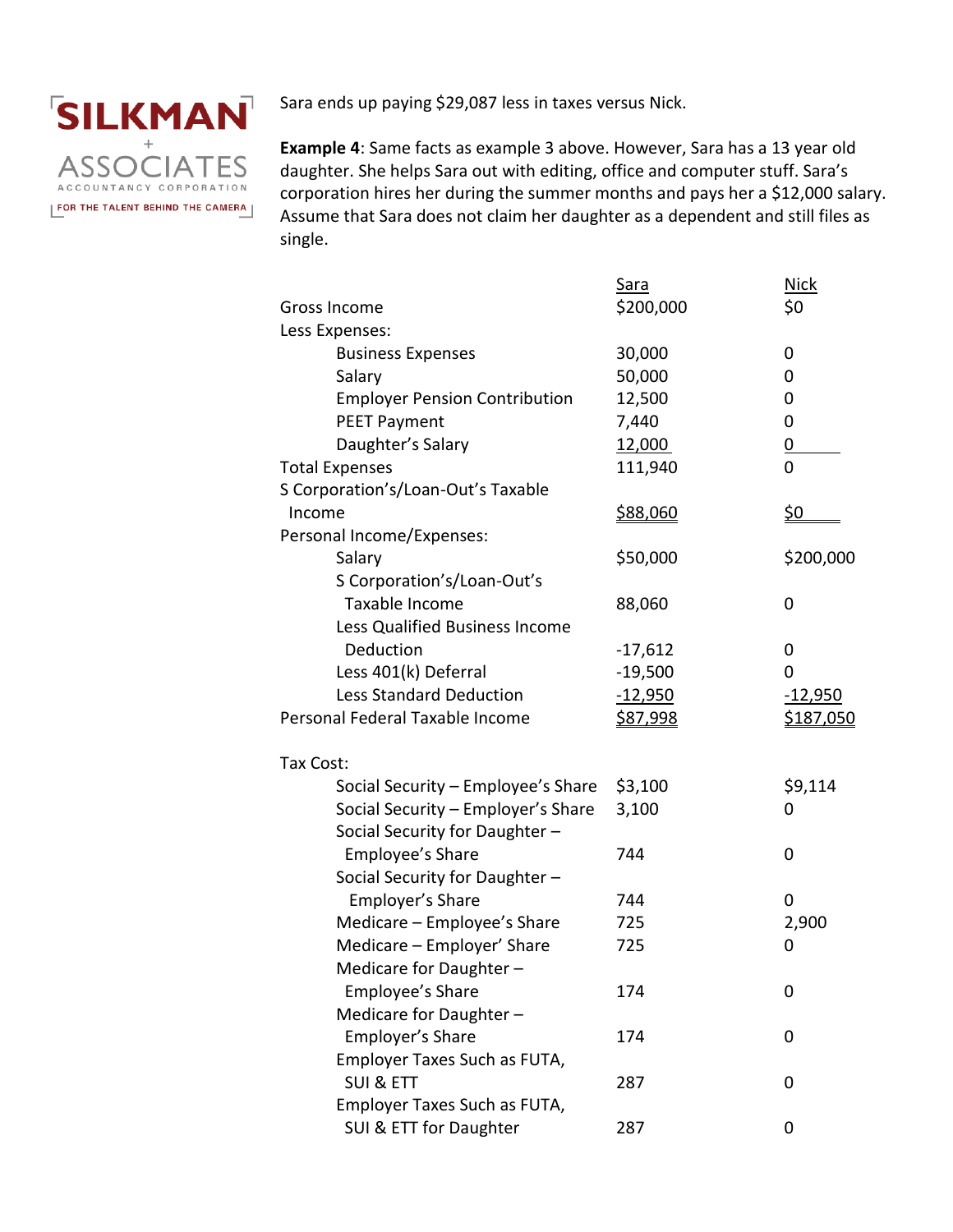Sara ends up paying $29,087 less in taxes versus Nick.

**Example 4**: Same facts as example 3 above. However, Sara has a 13 year old daughter. She helps Sara out with editing, office and computer stuff. Sara's corporation hires her during the summer months and pays her a $12,000 salary. Assume that Sara does not claim her daughter as a dependent and still files as single.

| | Sara | Nick |
|---|---|---|
| Gross Income | $200,000 | $0 |
| Less Expenses: | | |
| Business Expenses | 30,000 | 0 |
| Salary | 50,000 | 0 |
| Employer Pension Contribution | 12,500 | 0 |
| PEET Payment | 7,440 | 0 |
| Daughter's Salary | 12,000 | 0 |
| Total Expenses | 111,940 | 0 |
| S Corporation's/Loan-Out's Taxable Income | $88,060 | $0 |
| Personal Income/Expenses: | | |
| Salary | $50,000 | $200,000 |
| S Corporation's/Loan-Out's Taxable Income | 88,060 | 0 |
| Less Qualified Business Income Deduction | -17,612 | 0 |
| Less 401(k) Deferral | -19,500 | 0 |
| Less Standard Deduction | -12,950 | -12,950 |
| Personal Federal Taxable Income | $87,998 | $187,050 |
| | | |
| Tax Cost: | | |
| Social Security – Employee's Share | $3,100 | $9,114 |
| Social Security – Employer's Share | 3,100 | 0 |
| Social Security for Daughter – Employee's Share | 744 | 0 |
| Social Security for Daughter – Employer's Share | 744 | 0 |
| Medicare – Employee's Share | 725 | 2,900 |
| Medicare – Employer' Share | 725 | 0 |
| Medicare for Daughter – Employee's Share | 174 | 0 |
| Medicare for Daughter – Employer's Share | 174 | 0 |
| Employer Taxes Such as FUTA, SUI & ETT | 287 | 0 |
| Employer Taxes Such as FUTA, SUI & ETT for Daughter | 287 | 0 |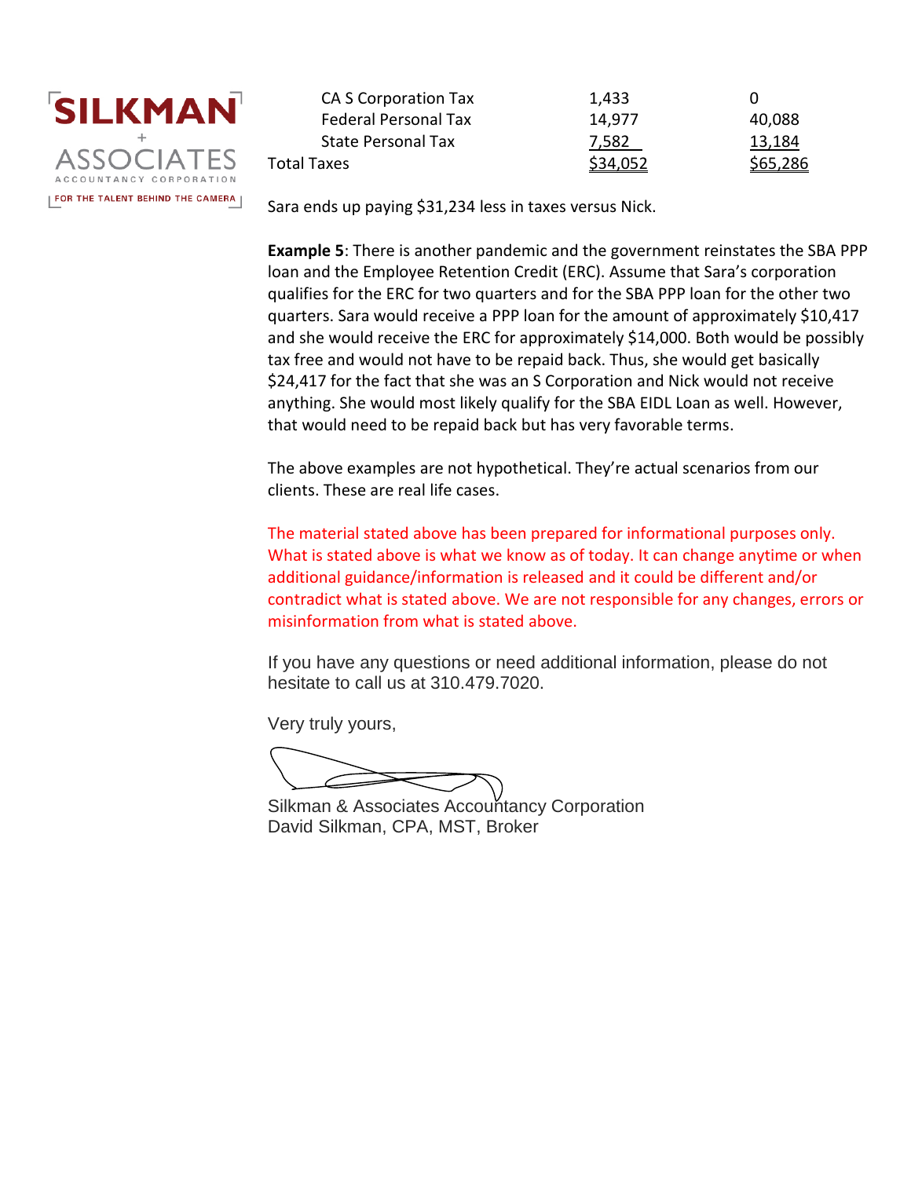| | | |
|---|---|---|
| CA S Corporation Tax | 1,433 | 0 |
| Federal Personal Tax | 14,977 | 40,088 |
| State Personal Tax | 7,582 | 13,184 |
| Total Taxes | $34,052 | $65,286 |

Sara ends up paying $31,234 less in taxes versus Nick.

**Example 5**: There is another pandemic and the government reinstates the SBA PPP loan and the Employee Retention Credit (ERC). Assume that Sara's corporation qualifies for the ERC for two quarters and for the SBA PPP loan for the other two quarters. Sara would receive a PPP loan for the amount of approximately $10,417 and she would receive the ERC for approximately $14,000. Both would be possibly tax free and would not have to be repaid back. Thus, she would get basically $24,417 for the fact that she was an S Corporation and Nick would not receive anything. She would most likely qualify for the SBA EIDL Loan as well. However, that would need to be repaid back but has very favorable terms.

The above examples are not hypothetical. They're actual scenarios from our clients. These are real life cases.

The material stated above has been prepared for informational purposes only. What is stated above is what we know as of today. It can change anytime or when additional guidance/information is released and it could be different and/or contradict what is stated above. We are not responsible for any changes, errors or misinformation from what is stated above.

If you have any questions or need additional information, please do not hesitate to call us at 310.479.7020.

Very truly yours,

Silkman & Associates Accountancy Corporation
David Silkman, CPA, MST, Broker